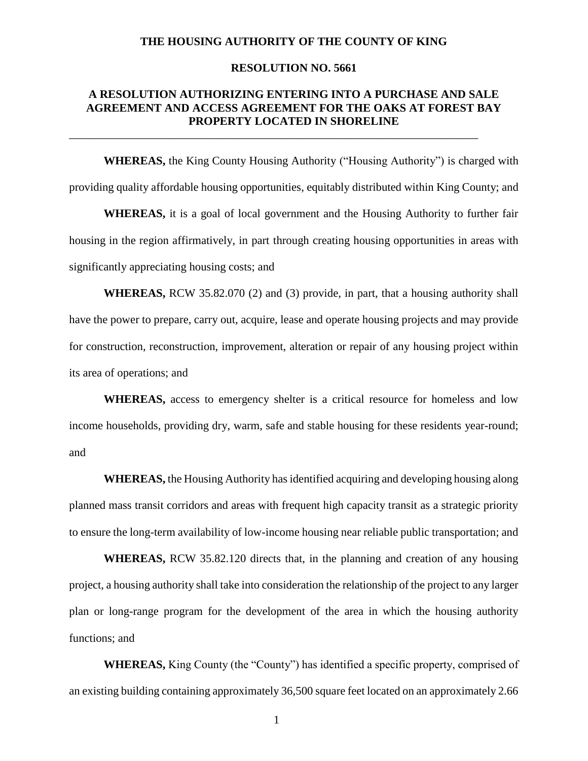# THE HOUSING AUTHORITY OF THE COUNTY OF KING

## RESOLUTION NO. 5661

## A RESOLUTION AUTHORIZING ENTERING INTO A PURCHASE AND SALE AGREEMENT AND ACCESS AGREEMENT FOR THE OAKS AT FOREST BAY PROPERTY LOCATED IN SHORELINE

---

**WHEREAS,** the King County Housing Authority ("Housing Authority") is charged with providing quality affordable housing opportunities, equitably distributed within King County; and

**WHEREAS,** it is a goal of local government and the Housing Authority to further fair housing in the region affirmatively, in part through creating housing opportunities in areas with significantly appreciating housing costs; and

**WHEREAS,** RCW 35.82.070 (2) and (3) provide, in part, that a housing authority shall have the power to prepare, carry out, acquire, lease and operate housing projects and may provide for construction, reconstruction, improvement, alteration or repair of any housing project within its area of operations; and

**WHEREAS,** access to emergency shelter is a critical resource for homeless and low income households, providing dry, warm, safe and stable housing for these residents year-round; and

**WHEREAS,** the Housing Authority has identified acquiring and developing housing along planned mass transit corridors and areas with frequent high capacity transit as a strategic priority to ensure the long-term availability of low-income housing near reliable public transportation; and

**WHEREAS,** RCW 35.82.120 directs that, in the planning and creation of any housing project, a housing authority shall take into consideration the relationship of the project to any larger plan or long-range program for the development of the area in which the housing authority functions; and

**WHEREAS,** King County (the "County") has identified a specific property, comprised of an existing building containing approximately 36,500 square feet located on an approximately 2.66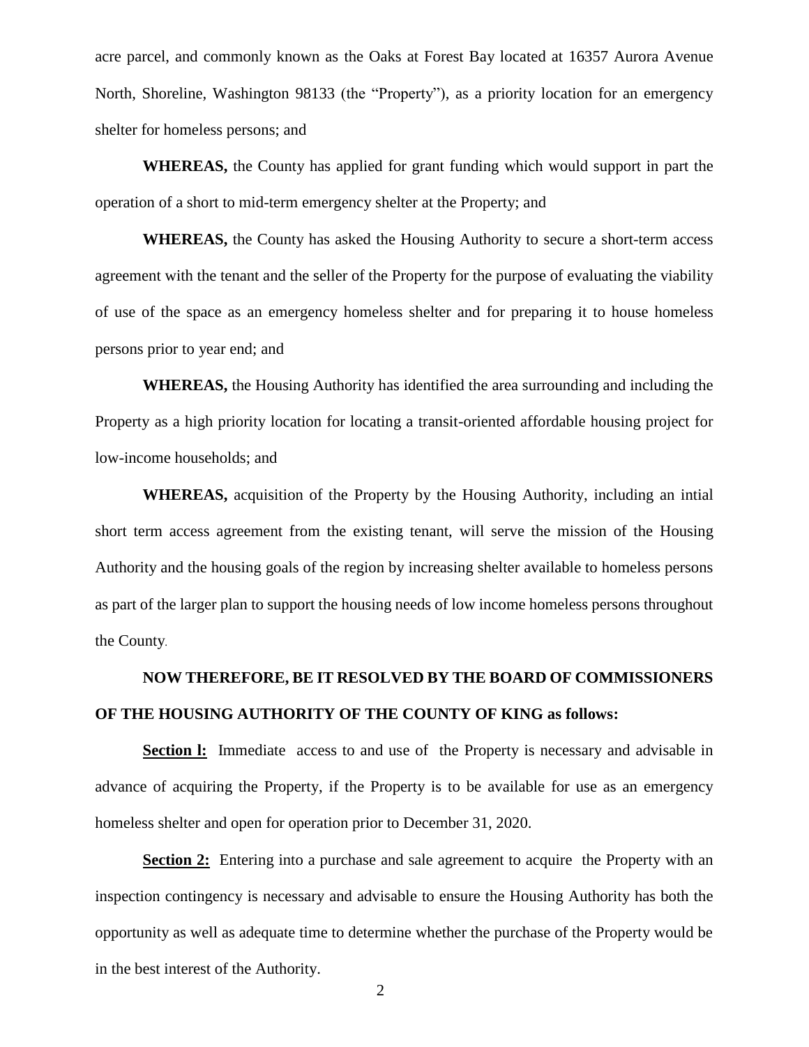acre parcel, and commonly known as the Oaks at Forest Bay located at 16357 Aurora Avenue North, Shoreline, Washington 98133 (the "Property"), as a priority location for an emergency shelter for homeless persons; and

**WHEREAS,** the County has applied for grant funding which would support in part the operation of a short to mid-term emergency shelter at the Property; and

**WHEREAS,** the County has asked the Housing Authority to secure a short-term access agreement with the tenant and the seller of the Property for the purpose of evaluating the viability of use of the space as an emergency homeless shelter and for preparing it to house homeless persons prior to year end; and

**WHEREAS,** the Housing Authority has identified the area surrounding and including the Property as a high priority location for locating a transit-oriented affordable housing project for low-income households; and

**WHEREAS,** acquisition of the Property by the Housing Authority, including an intial short term access agreement from the existing tenant, will serve the mission of the Housing Authority and the housing goals of the region by increasing shelter available to homeless persons as part of the larger plan to support the housing needs of low income homeless persons throughout the County.

**NOW THEREFORE, BE IT RESOLVED BY THE BOARD OF COMMISSIONERS OF THE HOUSING AUTHORITY OF THE COUNTY OF KING as follows:**

**Section l:** Immediate access to and use of the Property is necessary and advisable in advance of acquiring the Property, if the Property is to be available for use as an emergency homeless shelter and open for operation prior to December 31, 2020.

**Section 2:** Entering into a purchase and sale agreement to acquire the Property with an inspection contingency is necessary and advisable to ensure the Housing Authority has both the opportunity as well as adequate time to determine whether the purchase of the Property would be in the best interest of the Authority.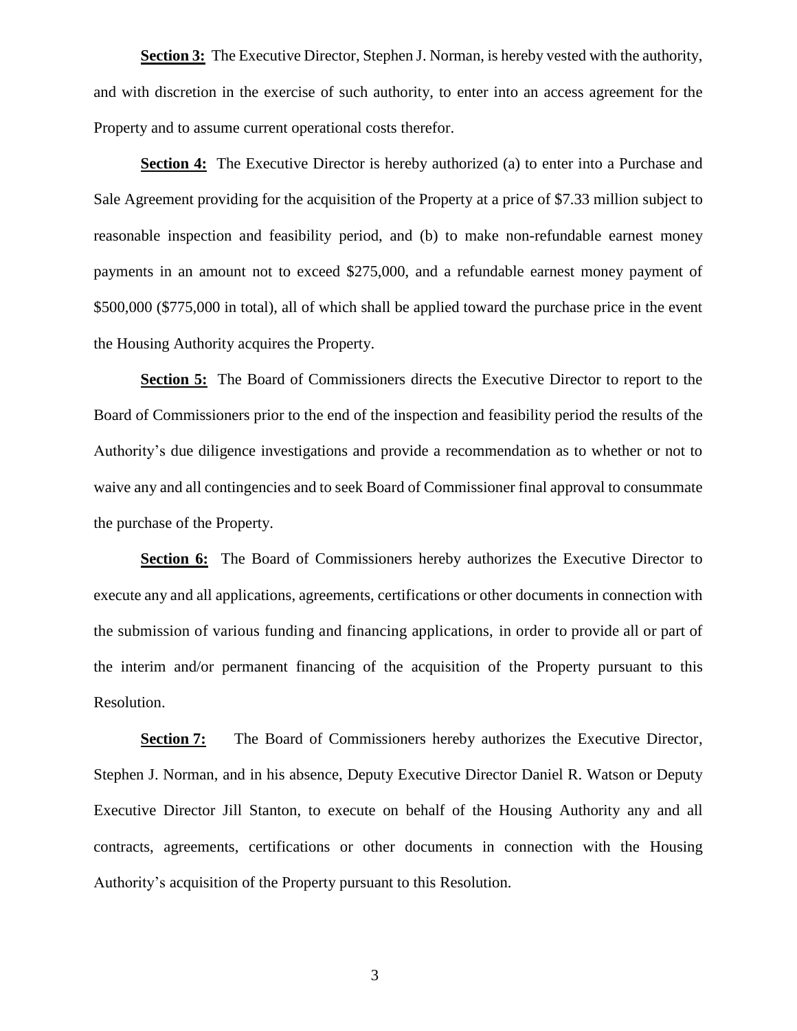**Section 3:** The Executive Director, Stephen J. Norman, is hereby vested with the authority, and with discretion in the exercise of such authority, to enter into an access agreement for the Property and to assume current operational costs therefor.

**Section 4:** The Executive Director is hereby authorized (a) to enter into a Purchase and Sale Agreement providing for the acquisition of the Property at a price of $7.33 million subject to reasonable inspection and feasibility period, and (b) to make non-refundable earnest money payments in an amount not to exceed $275,000, and a refundable earnest money payment of $500,000 ($775,000 in total), all of which shall be applied toward the purchase price in the event the Housing Authority acquires the Property.

**Section 5:** The Board of Commissioners directs the Executive Director to report to the Board of Commissioners prior to the end of the inspection and feasibility period the results of the Authority's due diligence investigations and provide a recommendation as to whether or not to waive any and all contingencies and to seek Board of Commissioner final approval to consummate the purchase of the Property.

**Section 6:** The Board of Commissioners hereby authorizes the Executive Director to execute any and all applications, agreements, certifications or other documents in connection with the submission of various funding and financing applications, in order to provide all or part of the interim and/or permanent financing of the acquisition of the Property pursuant to this Resolution.

**Section 7:** The Board of Commissioners hereby authorizes the Executive Director, Stephen J. Norman, and in his absence, Deputy Executive Director Daniel R. Watson or Deputy Executive Director Jill Stanton, to execute on behalf of the Housing Authority any and all contracts, agreements, certifications or other documents in connection with the Housing Authority's acquisition of the Property pursuant to this Resolution.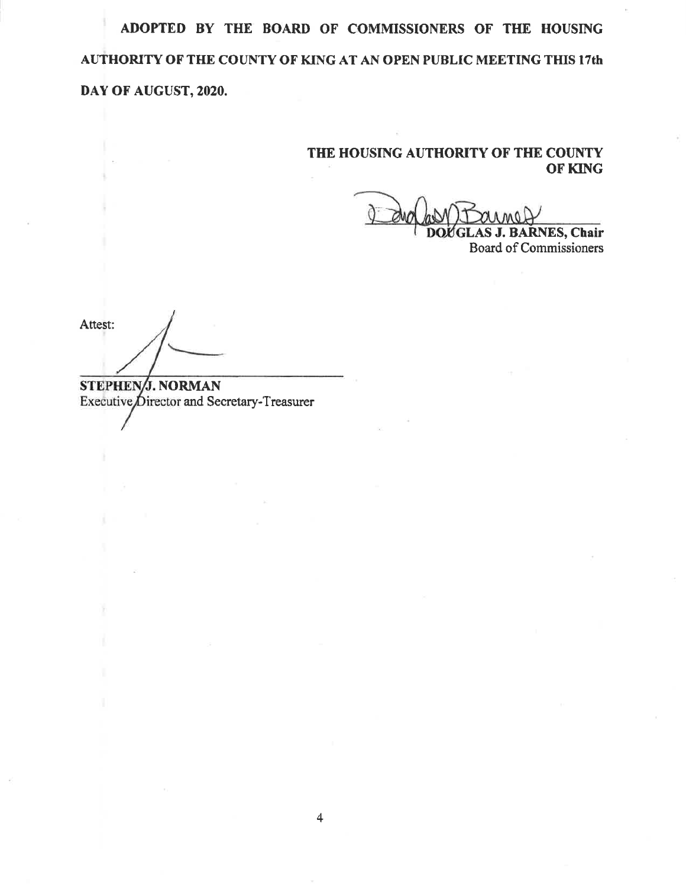**ADOPTED BY THE BOARD OF COMMISSIONERS OF THE HOUSING AUTHORITY OF THE COUNTY OF KING AT AN OPEN PUBLIC MEETING THIS 17th DAY OF AUGUST, 2020.**

**THE HOUSING AUTHORITY OF THE COUNTY OF KING**

**DOUGLAS J. BARNES, Chair**
Board of Commissioners

Attest:

**STEPHEN J. NORMAN**
Executive Director and Secretary-Treasurer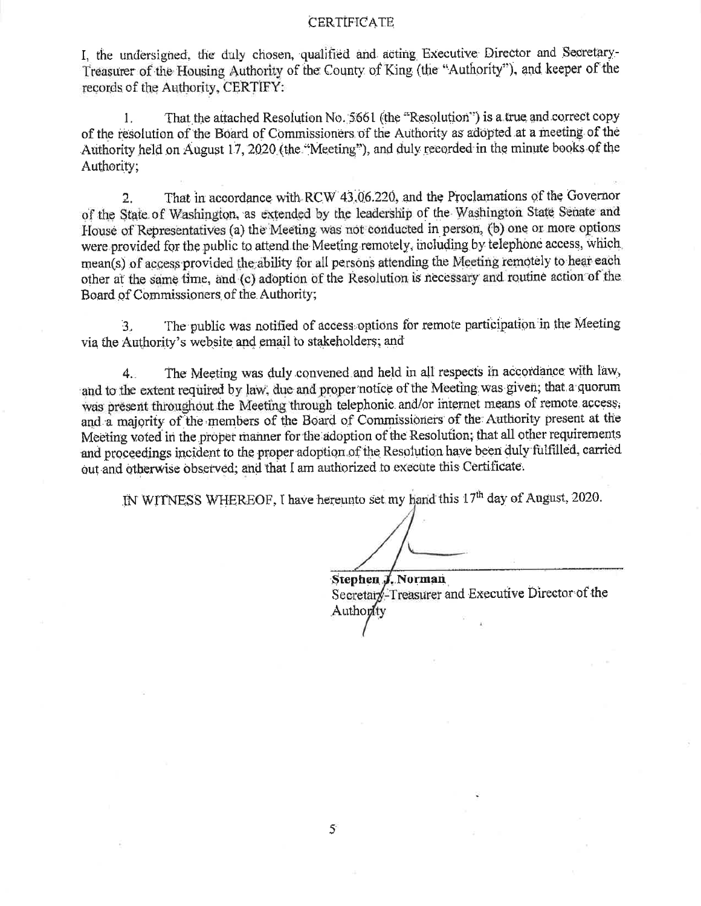# CERTIFICATE

I, the undersigned, the duly chosen, qualified and acting Executive Director and Secretary-Treasurer of the Housing Authority of the County of King (the "Authority"), and keeper of the records of the Authority, CERTIFY:

1. That the attached Resolution No. 5661 (the "Resolution") is a true and correct copy of the resolution of the Board of Commissioners of the Authority as adopted at a meeting of the Authority held on August 17, 2020 (the "Meeting"), and duly recorded in the minute books of the Authority;

2. That in accordance with RCW 43.06.220, and the Proclamations of the Governor of the State of Washington, as extended by the leadership of the Washington State Senate and House of Representatives (a) the Meeting was not conducted in person, (b) one or more options were provided for the public to attend the Meeting remotely, including by telephone access, which mean(s) of access provided the ability for all persons attending the Meeting remotely to hear each other at the same time, and (c) adoption of the Resolution is necessary and routine action of the Board of Commissioners of the Authority;

3. The public was notified of access options for remote participation in the Meeting via the Authority's website and email to stakeholders; and

4. The Meeting was duly convened and held in all respects in accordance with law, and to the extent required by law, due and proper notice of the Meeting was given; that a quorum was present throughout the Meeting through telephonic and/or internet means of remote access; and a majority of the members of the Board of Commissioners of the Authority present at the Meeting voted in the proper manner for the adoption of the Resolution; that all other requirements and proceedings incident to the proper adoption of the Resolution have been duly fulfilled, carried out and otherwise observed; and that I am authorized to execute this Certificate.

IN WITNESS WHEREOF, I have hereunto set my hand this 17th day of August, 2020.

**Stephen J. Norman**
Secretary-Treasurer and Executive Director of the Authority